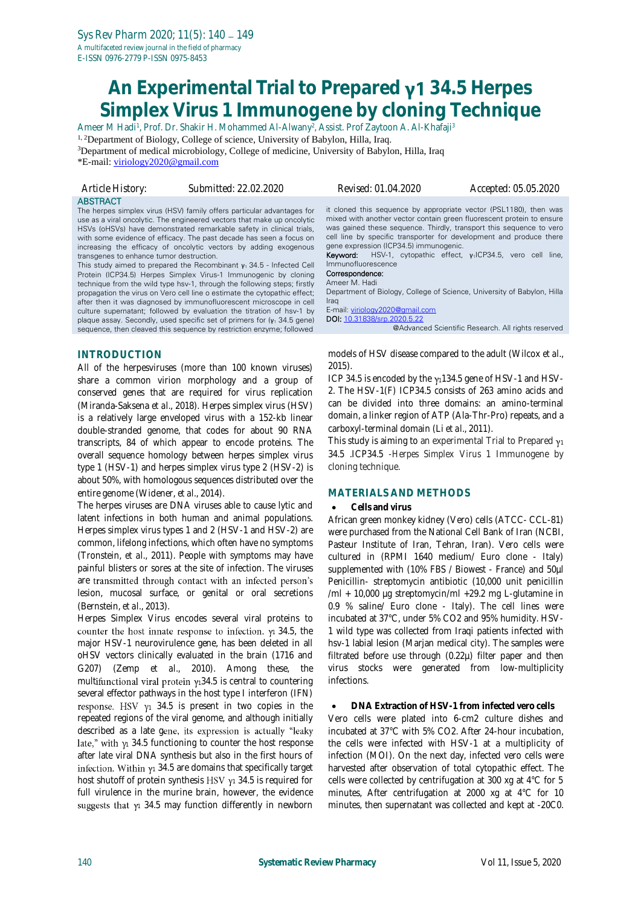# An Experimental Trial to Prepared γ1 34.5 Herpes Simplex Virus 1 Immunogene by cloning Technique

Ameer M Hadi[1], Prof. Dr. Shakir H. Mohammed Al-Alwany[2], Assist. Prof Zaytoon A. Al-Khafaji[3]

[1,2]Department of Biology, College of science, University of Babylon, Hilla, Iraq.

[3]Department of medical microbiology, College of medicine, University of Babylon, Hilla, Iraq

*E-mail: viriology2020@gmail.com

Article History: Submitted: 22.02.2020 Revised: 01.04.2020 Accepted: 05.05.2020

## ABSTRACT

The herpes simplex virus (HSV) family offers particular advantages for use as a viral oncolytic. The engineered vectors that make up oncolytic HSVs (oHSVs) have demonstrated remarkable safety in clinical trials, with some evidence of efficacy. The past decade has seen a focus on increasing the efficacy of oncolytic vectors by adding exogenous transgenes to enhance tumor destruction.

This study aimed to prepared the Recombinant $\gamma_1$ 34.5 - Infected Cell Protein (ICP34.5) Herpes Simplex Virus-1 Immunogenic by cloning technique from the wild type hsv-1, through the following steps; firstly propagation the virus on Vero cell line o estimate the cytopathic effect; after then it was diagnosed by immunofluorescent microscope in cell culture supernatant; followed by evaluation the titration of hsv-1 by plaque assay. Secondly, used specific set of primers for ($\gamma_1$ 34.5 gene) sequence, then cleaved this sequence by restriction enzyme; followed it cloned this sequence by appropriate vector (PSL1180), then was mixed with another vector contain green fluorescent protein to ensure was gained these sequence. Thirdly, transport this sequence to vero cell line by specific transporter for development and produce there gene expression (ICP34.5) immunogenic.

**Keyword:** HSV-1, cytopathic effect, $\gamma_1$ICP34.5, vero cell line, Immunofluorescence

**Correspondence:**
Ameer M. Hadi
Department of Biology, College of Science, University of Babylon, Hilla Iraq
E-mail: viriology2020@gmail.com
**DOI:** 10.31838/srp.2020.5.22

@Advanced Scientific Research. All rights reserved

## INTRODUCTION

All of the herpesviruses (more than 100 known viruses) share a common virion morphology and a group of conserved genes that are required for virus replication (Miranda-Saksena *et al*., 2018). Herpes simplex virus (HSV) is a relatively large enveloped virus with a 152-kb linear double-stranded genome, that codes for about 90 RNA transcripts, 84 of which appear to encode proteins. The overall sequence homology between herpes simplex virus type 1 (HSV-1) and herpes simplex virus type 2 (HSV-2) is about 50%, with homologous sequences distributed over the entire genome (Widener, *et al*., 2014).

The herpes viruses are DNA viruses able to cause lytic and latent infections in both human and animal populations. Herpes simplex virus types 1 and 2 (HSV-1 and HSV-2) are common, lifelong infections, which often have no symptoms (Tronstein, *et al*., 2011). People with symptoms may have painful blisters or sores at the site of infection. The viruses are transmitted through contact with an infected person's lesion, mucosal surface, or genital or oral secretions (Bernstein, *et al*., 2013).

Herpes Simplex Virus encodes several viral proteins to counter the host innate response to infection. $\gamma_1$ 34.5, the major HSV-1 neurovirulence gene, has been deleted in all oHSV vectors clinically evaluated in the brain (1716 and G207) (Zemp *et al*., 2010). Among these, the multifunctional viral protein $\gamma_1$34.5 is central to countering several effector pathways in the host type I interferon (IFN) response. HSV $\gamma_1$ 34.5 is present in two copies in the repeated regions of the viral genome, and although initially described as a late gene, its expression is actually "leaky late," with $\gamma_1$ 34.5 functioning to counter the host response after late viral DNA synthesis but also in the first hours of infection. Within $\gamma_1$ 34.5 are domains that specifically target host shutoff of protein synthesis HSV $\gamma_1$ 34.5 is required for full virulence in the murine brain, however, the evidence suggests that $\gamma_1$ 34.5 may function differently in newborn models of HSV disease compared to the adult (Wilcox *et al*., 2015).

ICP 34.5 is encoded by the $\gamma_1$134.5 gene of HSV-1 and HSV-2. The HSV-1(F) ICP34.5 consists of 263 amino acids and can be divided into three domains: an amino-terminal domain, a linker region of ATP (Ala-Thr-Pro) repeats, and a carboxyl-terminal domain (Li *et al*., 2011).

This study is aiming to an experimental Trial to Prepared $\gamma_1$ 34.5 .ICP34.5 -Herpes Simplex Virus 1 Immunogene by cloning technique.

## MATERIALS AND METHODS

- **Cells and virus**

African green monkey kidney (Vero) cells (ATCC- CCL-81) were purchased from the National Cell Bank of Iran (NCBI, Pasteur Institute of Iran, Tehran, Iran). Vero cells were cultured in (RPMI 1640 medium/ Euro clone - Italy) supplemented with (10% FBS / Biowest - France) and 50µl Penicillin- streptomycin antibiotic (10,000 unit penicillin /ml + 10,000 µg streptomycin/ml +29.2 mg L-glutamine in 0.9 % saline/ Euro clone - Italy). The cell lines were incubated at 37°C, under 5% $CO_2$ and 95% humidity. HSV-1 wild type was collected from Iraqi patients infected with hsv-1 labial lesion (Marjan medical city). The samples were filtrated before use through (0.22µ) filter paper and then virus stocks were generated from low-multiplicity infections.

- **DNA Extraction of HSV-1 from infected vero cells**

Vero cells were plated into 6-cm2 culture dishes and incubated at 37°C with 5% CO2. After 24-hour incubation, the cells were infected with HSV-1 at a multiplicity of infection (MOI). On the next day, infected vero cells were harvested after observation of total cytopathic effect. The cells were collected by centrifugation at 300 xg at 4°C for 5 minutes, After centrifugation at 2000 xg at 4°C for 10 minutes, then supernatant was collected and kept at -20C0.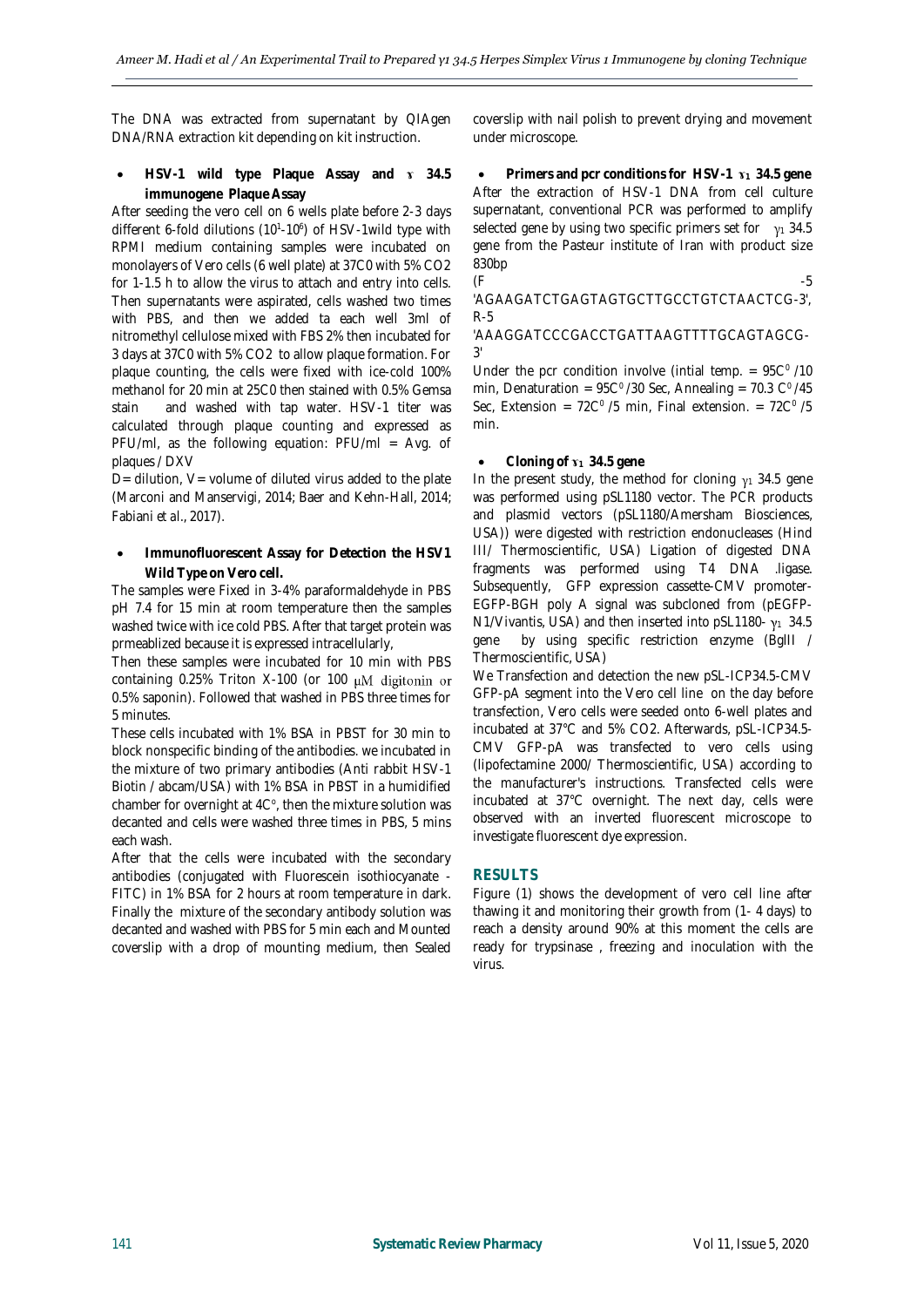The DNA was extracted from supernatant by QIAgen DNA/RNA extraction kit depending on kit instruction.

- **HSV-1 wild type Plaque Assay and ɤ 34.5 immunogene Plaque Assay**

After seeding the vero cell on 6 wells plate before 2-3 days different 6-fold dilutions ($10^1$-$10^6$) of HSV-1wild type with RPMI medium containing samples were incubated on monolayers of Vero cells (6 well plate) at 37C0 with 5% CO2 for 1-1.5 h to allow the virus to attach and entry into cells. Then supernatants were aspirated, cells washed two times with PBS, and then we added ta each well 3ml of nitromethyl cellulose mixed with FBS 2% then incubated for 3 days at 37C0 with 5% CO2 to allow plaque formation. For plaque counting, the cells were fixed with ice-cold 100% methanol for 20 min at 25C0 then stained with 0.5% Gemsa stain and washed with tap water. HSV-1 titer was calculated through plaque counting and expressed as PFU/ml, as the following equation: PFU/ml = Avg. of plaques / DXV

D= dilution, V= volume of diluted virus added to the plate (Marconi and Manservigi, 2014; Baer and Kehn-Hall, 2014; Fabiani et al., 2017).

- **Immunofluorescent Assay for Detection the HSV1 Wild Type on Vero cell.**

The samples were Fixed in 3-4% paraformaldehyde in PBS pH 7.4 for 15 min at room temperature then the samples washed twice with ice cold PBS. After that target protein was prmeablized because it is expressed intracellularly,

Then these samples were incubated for 10 min with PBS containing 0.25% Triton X-100 (or 100 μM digitonin or 0.5% saponin). Followed that washed in PBS three times for 5 minutes.

These cells incubated with 1% BSA in PBST for 30 min to block nonspecific binding of the antibodies. we incubated in the mixture of two primary antibodies (Anti rabbit HSV-1 Biotin / abcam/USA) with 1% BSA in PBST in a humidified chamber for overnight at 4C°, then the mixture solution was decanted and cells were washed three times in PBS, 5 mins each wash.

After that the cells were incubated with the secondary antibodies (conjugated with Fluorescein isothiocyanate - FITC) in 1% BSA for 2 hours at room temperature in dark. Finally the mixture of the secondary antibody solution was decanted and washed with PBS for 5 min each and Mounted coverslip with a drop of mounting medium, then Sealed coverslip with nail polish to prevent drying and movement under microscope.

- **Primers and pcr conditions for HSV-1 ɤ$_1$ 34.5 gene**

After the extraction of HSV-1 DNA from cell culture supernatant, conventional PCR was performed to amplify selected gene by using two specific primers set for γ$_1$ 34.5 gene from the Pasteur institute of Iran with product size 830bp

(F -5 'AGAAGATCTGAGTAGTGCTTGCCTGTCTAACTCG-3', R-5 'AAAGGATCCCGACCTGATTAAGTTTTGCAGTAGCG-3'

Under the pcr condition involve (intial temp. = 95C$^0$ /10 min, Denaturation = 95C$^0$ /30 Sec, Annealing = 70.3 C$^0$ /45 Sec, Extension = 72C$^0$ /5 min, Final extension. = 72C$^0$ /5 min.

- **Cloning of ɤ$_1$ 34.5 gene**

In the present study, the method for cloning γ$_1$ 34.5 gene was performed using pSL1180 vector. The PCR products and plasmid vectors (pSL1180/Amersham Biosciences, USA)) were digested with restriction endonucleases (Hind III/ Thermoscientific, USA) Ligation of digested DNA fragments was performed using T4 DNA .ligase. Subsequently, GFP expression cassette-CMV promoter-EGFP-BGH poly A signal was subcloned from (pEGFP-N1/Vivantis, USA) and then inserted into pSL1180- γ$_1$ 34.5 gene by using specific restriction enzyme (BglII / Thermoscientific, USA)

We Transfection and detection the new pSL-ICP34.5-CMV GFP-pA segment into the Vero cell line on the day before transfection, Vero cells were seeded onto 6-well plates and incubated at 37°C and 5% CO2. Afterwards, pSL-ICP34.5-CMV GFP-pA was transfected to vero cells using (lipofectamine 2000/ Thermoscientific, USA) according to the manufacturer's instructions. Transfected cells were incubated at 37°C overnight. The next day, cells were observed with an inverted fluorescent microscope to investigate fluorescent dye expression.

## RESULTS

Figure (1) shows the development of vero cell line after thawing it and monitoring their growth from (1- 4 days) to reach a density around 90% at this moment the cells are ready for trypsinase , freezing and inoculation with the virus.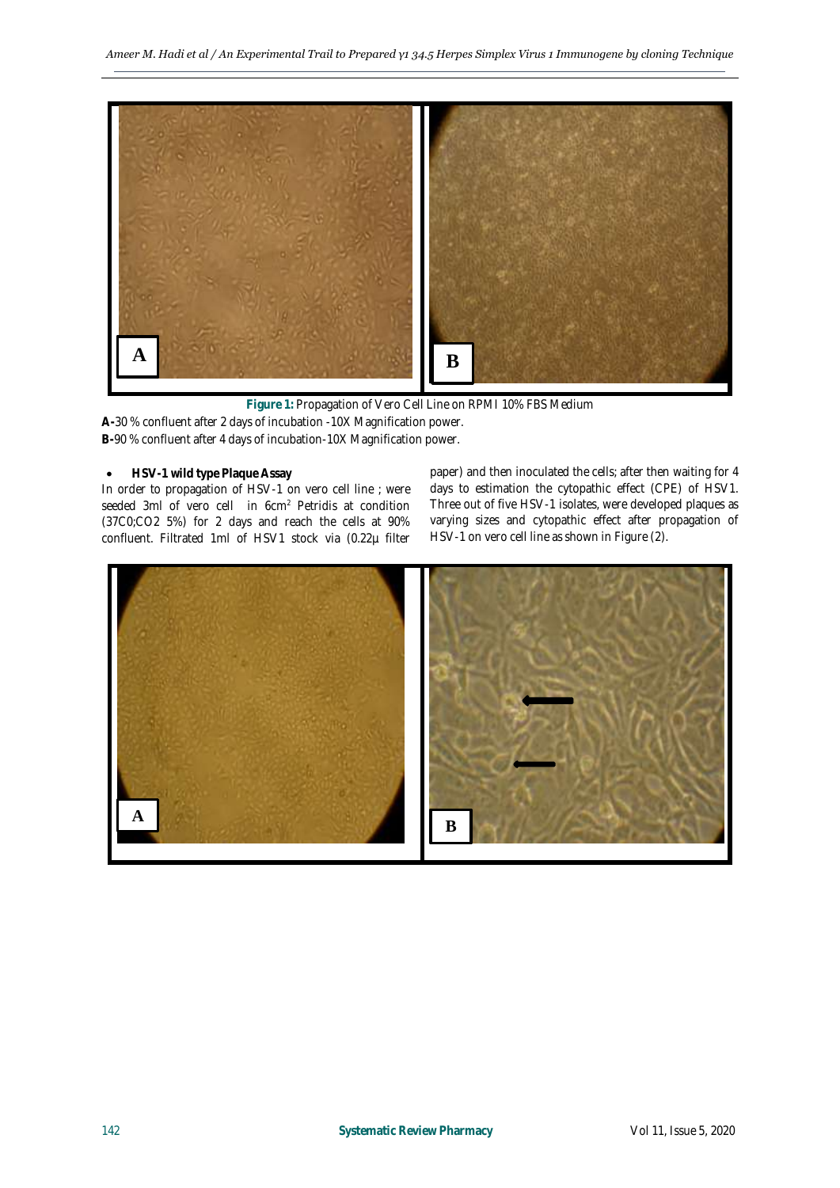**Figure 1:** Propagation of Vero Cell Line on RPMI 10% FBS Medium

**A-**30 % confluent after 2 days of incubation -10X Magnification power.

**B-**90 % confluent after 4 days of incubation-10X Magnification power.

- **HSV-1 wild type Plaque Assay**

In order to propagation of HSV-1 on vero cell line ; were seeded 3ml of vero cell in 6cm$^2$ Petridis at condition (37C0;CO2 5%) for 2 days and reach the cells at 90% confluent. Filtrated 1ml of HSV1 stock via (0.22µ filter paper) and then inoculated the cells; after then waiting for 4 days to estimation the cytopathic effect (CPE) of HSV1. Three out of five HSV-1 isolates, were developed plaques as varying sizes and cytopathic effect after propagation of HSV-1 on vero cell line as shown in Figure (2).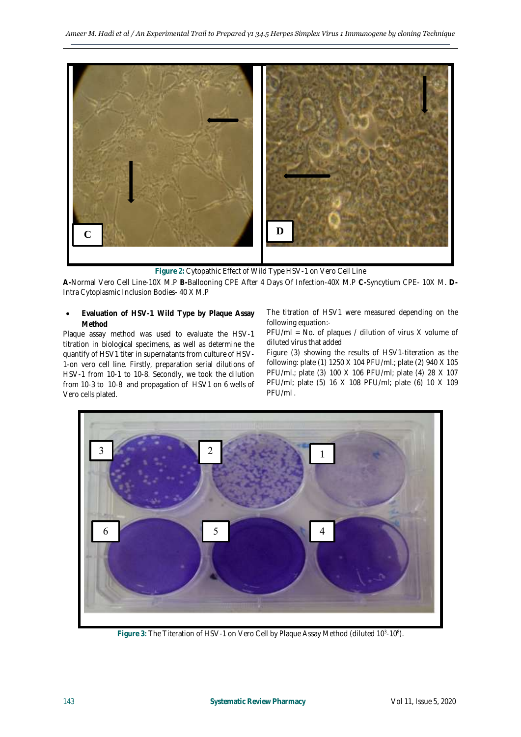**Figure 2:** Cytopathic Effect of Wild Type HSV-1 on Vero Cell Line

**A-**Normal Vero Cell Line-10X M.P **B-**Ballooning CPE After 4 Days Of Infection-40X M.P **C-**Syncytium CPE- 10X M. **D-**Intra Cytoplasmic Inclusion Bodies- 40 X M.P

- **Evaluation of HSV-1 Wild Type by Plaque Assay Method**

Plaque assay method was used to evaluate the HSV-1 titration in biological specimens, as well as determine the quantify of HSV1 titer in supernatants from culture of HSV-1-on vero cell line. Firstly, preparation serial dilutions of HSV-1 from 10-1 to 10-8. Secondly, we took the dilution from 10-3 to 10-8 and propagation of HSV1 on 6 wells of Vero cells plated.

The titration of HSV1 were measured depending on the following equation:-

PFU/ml = No. of plaques / dilution of virus X volume of diluted virus that added

Figure (3) showing the results of HSV1-titeration as the following: plate (1) 1250 X 104 PFU/ml.; plate (2) 940 X 105 PFU/ml.; plate (3) 100 X 106 PFU/ml; plate (4) 28 X 107 PFU/ml; plate (5) 16 X 108 PFU/ml; plate (6) 10 X 109 PFU/ml .

**Figure 3:** The Titeration of HSV-1 on Vero Cell by Plaque Assay Method (diluted $10^{3}$-$10^{8}$).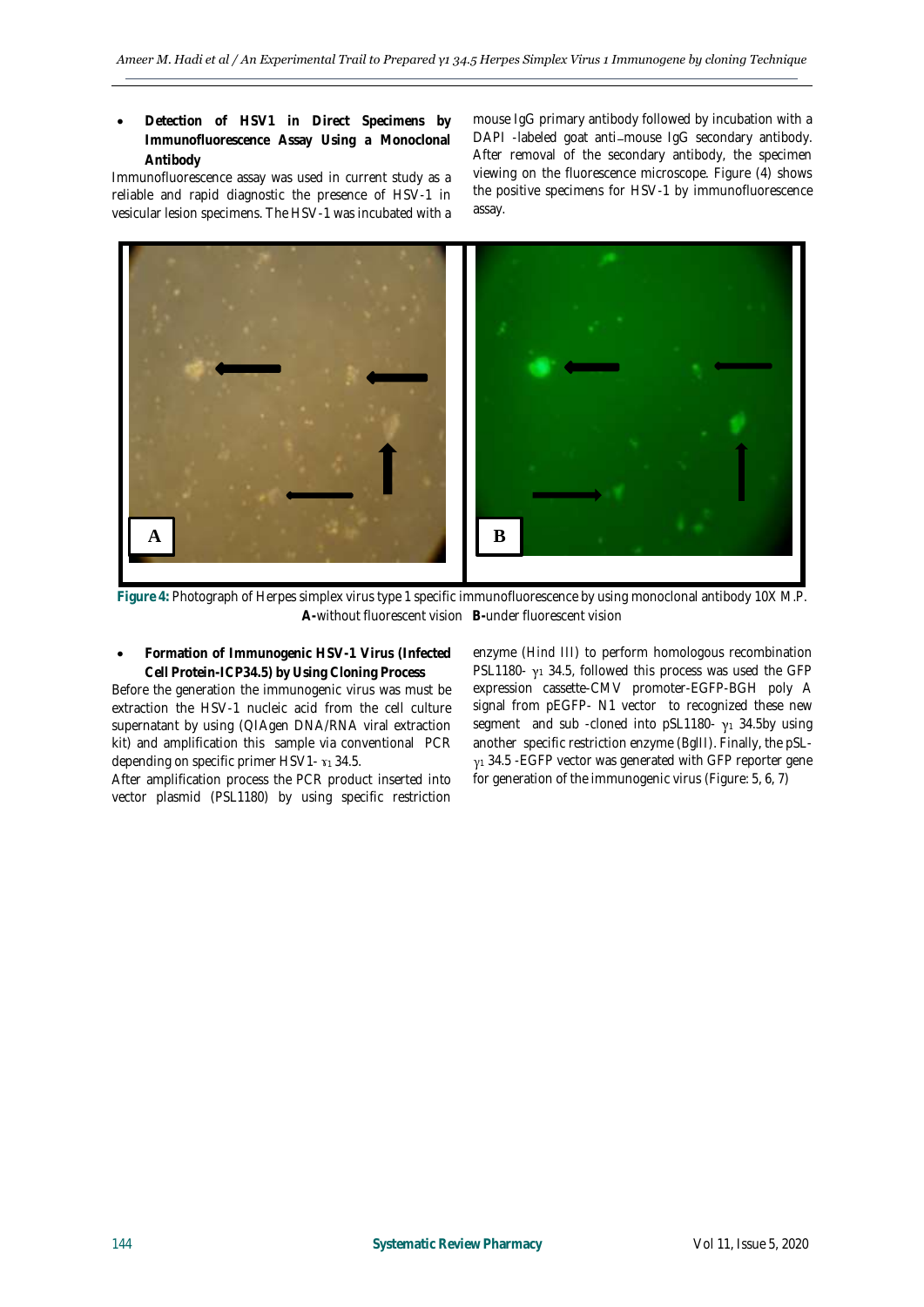- **Detection of HSV1 in Direct Specimens by Immunofluorescence Assay Using a Monoclonal Antibody**

Immunofluorescence assay was used in current study as a reliable and rapid diagnostic the presence of HSV-1 in vesicular lesion specimens. The HSV-1 was incubated with a mouse IgG primary antibody followed by incubation with a DAPI -labeled goat anti–mouse IgG secondary antibody. After removal of the secondary antibody, the specimen viewing on the fluorescence microscope. Figure (4) shows the positive specimens for HSV-1 by immunofluorescence assay.

**Figure 4:** Photograph of Herpes simplex virus type 1 specific immunofluorescence by using monoclonal antibody 10X M.P. **A-**without fluorescent vision **B-**under fluorescent vision

- **Formation of Immunogenic HSV-1 Virus (Infected Cell Protein-ICP34.5) by Using Cloning Process**

Before the generation the immunogenic virus was must be extraction the HSV-1 nucleic acid from the cell culture supernatant by using (QIAgen DNA/RNA viral extraction kit) and amplification this sample via conventional PCR depending on specific primer HSV1- $\gamma_1$ 34.5.

After amplification process the PCR product inserted into vector plasmid (PSL1180) by using specific restriction enzyme (Hind III) to perform homologous recombination PSL1180- $\gamma_1$ 34.5, followed this process was used the GFP expression cassette-CMV promoter-EGFP-BGH poly A signal from pEGFP- N1 vector to recognized these new segment and sub -cloned into pSL1180- $\gamma_1$ 34.5by using another specific restriction enzyme (BglII). Finally, the pSL-$\gamma_1$ 34.5 -EGFP vector was generated with GFP reporter gene for generation of the immunogenic virus (Figure: 5, 6, 7)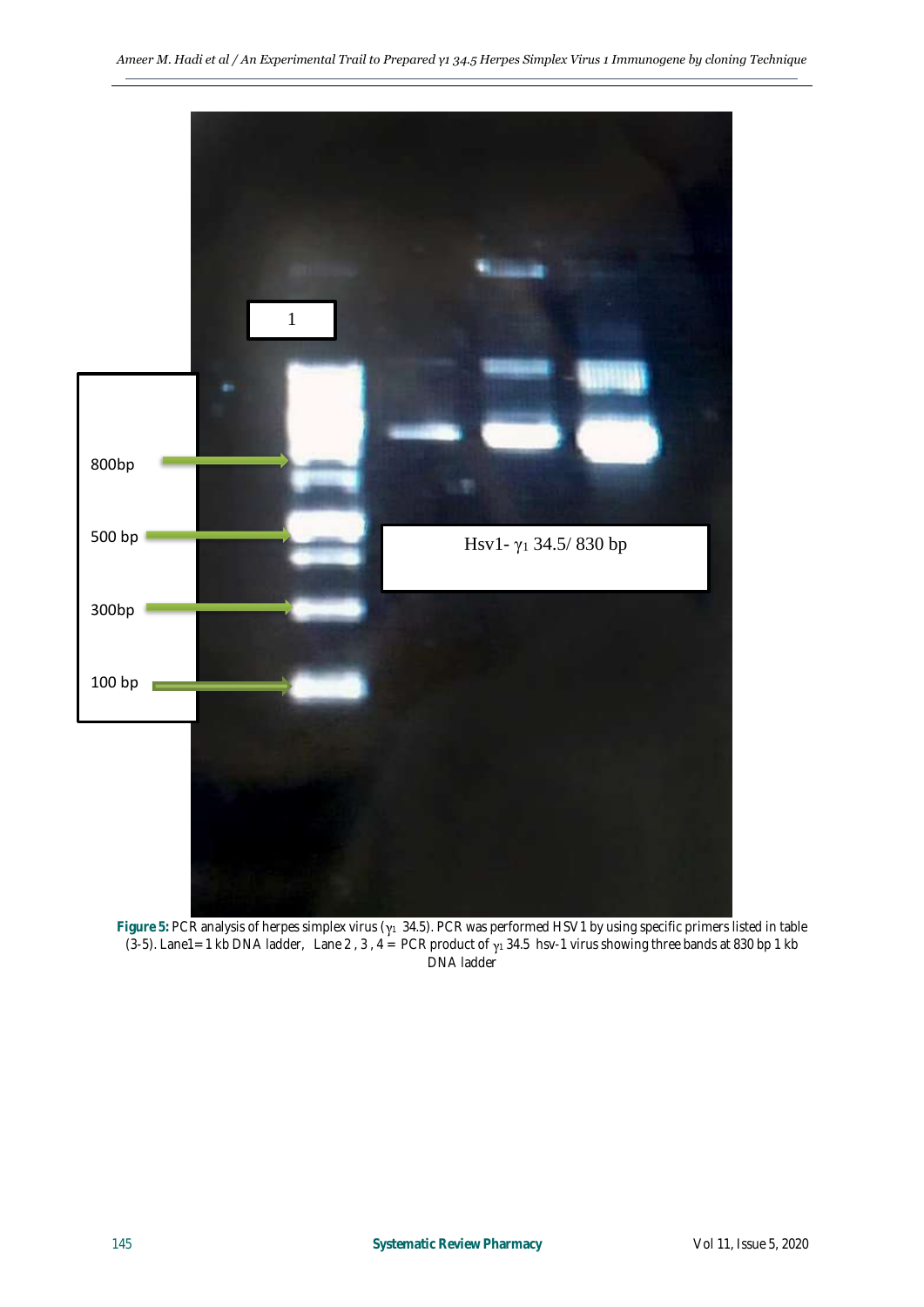**Figure 5:** PCR analysis of herpes simplex virus ($\gamma_1$ 34.5). PCR was performed HSV1 by using specific primers listed in table (3-5). Lane1= 1 kb DNA ladder, Lane 2 , 3 , 4 = PCR product of $\gamma_1$ 34.5 hsv-1 virus showing three bands at 830 bp 1 kb DNA ladder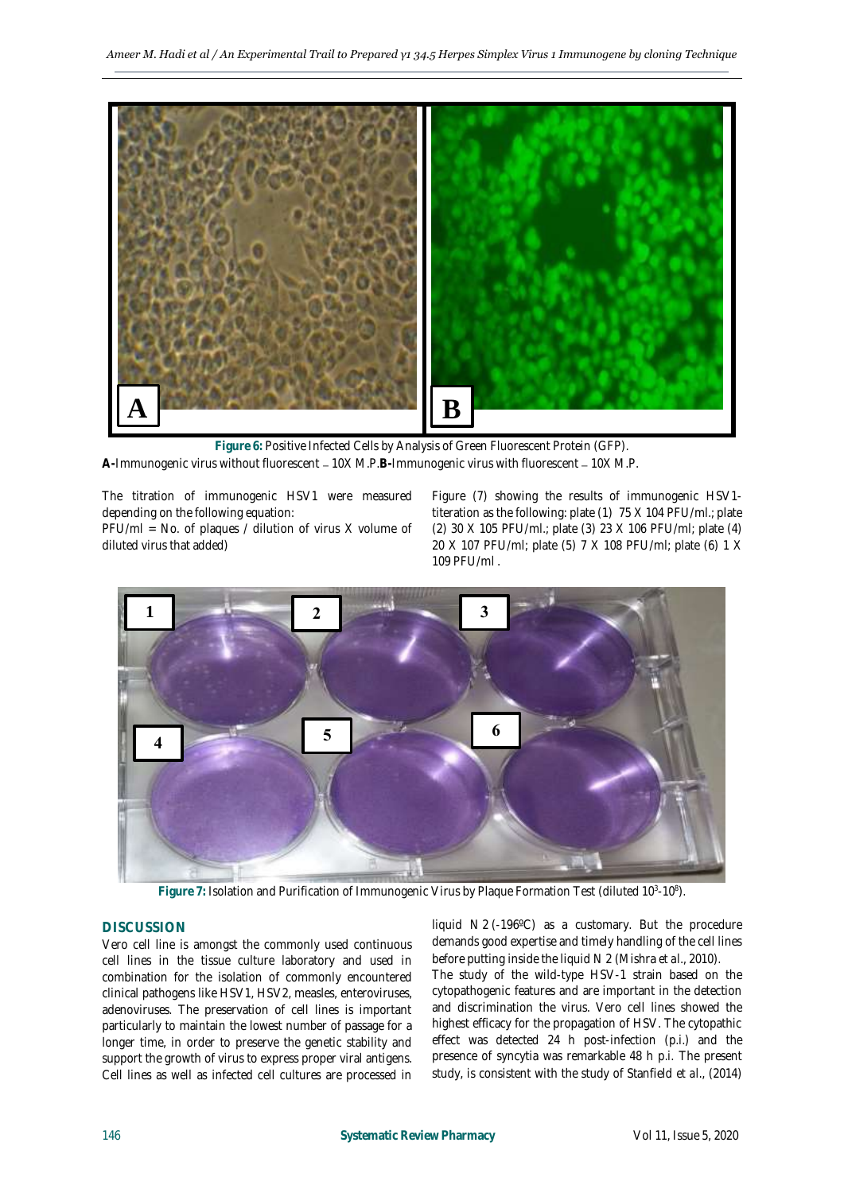**Figure 6:** Positive Infected Cells by Analysis of Green Fluorescent Protein (GFP).
**A-**Immunogenic virus without fluorescent – 10X M.P.**B-**Immunogenic virus with fluorescent – 10X M.P.

The titration of immunogenic HSV1 were measured depending on the following equation:
PFU/ml = No. of plaques / dilution of virus X volume of diluted virus that added)

Figure (7) showing the results of immunogenic HSV1-titeration as the following: plate (1) 75 X 104 PFU/ml.; plate (2) 30 X 105 PFU/ml.; plate (3) 23 X 106 PFU/ml; plate (4) 20 X 107 PFU/ml; plate (5) 7 X 108 PFU/ml; plate (6) 1 X 109 PFU/ml .

**Figure 7:** Isolation and Purification of Immunogenic Virus by Plaque Formation Test (diluted $10^{3}$-$10^{8}$).

## DISCUSSION

Vero cell line is amongst the commonly used continuous cell lines in the tissue culture laboratory and used in combination for the isolation of commonly encountered clinical pathogens like HSV1, HSV2, measles, enteroviruses, adenoviruses. The preservation of cell lines is important particularly to maintain the lowest number of passage for a longer time, in order to preserve the genetic stability and support the growth of virus to express proper viral antigens. Cell lines as well as infected cell cultures are processed in liquid N 2 (-196ºC) as a customary. But the procedure demands good expertise and timely handling of the cell lines before putting inside the liquid N 2 (Mishra et al., 2010).

The study of the wild-type HSV-1 strain based on the cytopathogenic features and are important in the detection and discrimination the virus. Vero cell lines showed the highest efficacy for the propagation of HSV. The cytopathic effect was detected 24 h post-infection (p.i.) and the presence of syncytia was remarkable 48 h p.i. The present study, is consistent with the study of Stanfield et al., (2014)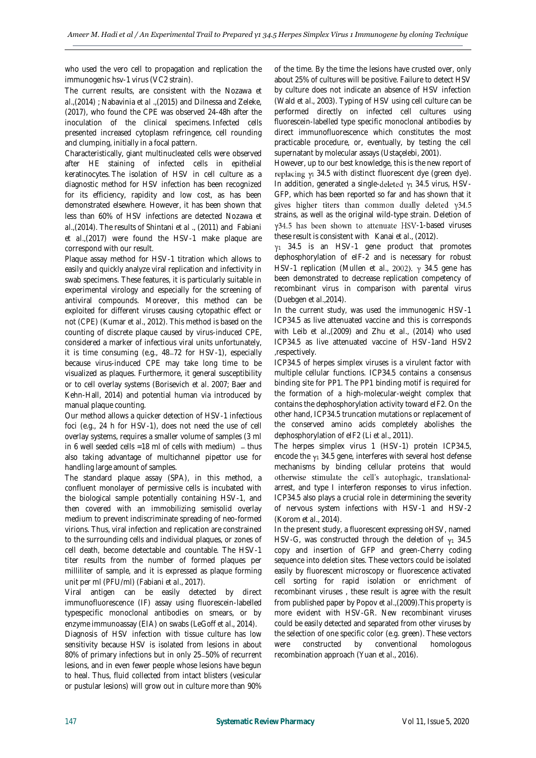who used the vero cell to propagation and replication the immunogenic hsv-1 virus (VC2 strain).

The current results, are consistent with the Nozawa *et al*.,(2014) ; Nabavinia *et al* .,(2015) and Dilnessa and Zeleke, (2017), who found the CPE was observed 24-48h after the inoculation of the clinical specimens. Infected cells presented increased cytoplasm refringence, cell rounding and clumping, initially in a focal pattern.

Characteristically, giant multinucleated cells were observed after HE staining of infected cells in epithelial keratinocytes. The isolation of HSV in cell culture as a diagnostic method for HSV infection has been recognized for its efficiency, rapidity and low cost, as has been demonstrated elsewhere. However, it has been shown that less than 60% of HSV infections are detected Nozawa *et al*.,(2014). The results of Shintani *et al* ., (2011) and Fabiani *et al*.,(2017) were found the HSV-1 make plaque are correspond with our result.

Plaque assay method for HSV-1 titration which allows to easily and quickly analyze viral replication and infectivity in swab specimens. These features, it is particularly suitable in experimental virology and especially for the screening of antiviral compounds. Moreover, this method can be exploited for different viruses causing cytopathic effect or not (CPE) (Kumar *et al*., 2012). This method is based on the counting of discrete plaque caused by virus-induced CPE, considered a marker of infectious viral units unfortunately, it is time consuming (e.g., 48–72 for HSV-1), especially because virus-induced CPE may take long time to be visualized as plaques. Furthermore, it general susceptibility or to cell overlay systems (Borisevich *et al*. 2007; Baer and Kehn-Hall, 2014) and potential human via introduced by manual plaque counting.

Our method allows a quicker detection of HSV-1 infectious foci (e.g., 24 h for HSV-1), does not need the use of cell overlay systems, requires a smaller volume of samples (3 ml in 6 well seeded cells =18 ml of cells with medium) – thus also taking advantage of multichannel pipettor use for handling large amount of samples.

The standard plaque assay (SPA), in this method, a confluent monolayer of permissive cells is incubated with the biological sample potentially containing HSV-1, and then covered with an immobilizing semisolid overlay medium to prevent indiscriminate spreading of neo-formed virions. Thus, viral infection and replication are constrained to the surrounding cells and individual plaques, or zones of cell death, become detectable and countable. The HSV-1 titer results from the number of formed plaques per milliliter of sample, and it is expressed as plaque forming unit per ml (PFU/ml) (Fabiani *et al*., 2017).

Viral antigen can be easily detected by direct immunofluorescence (IF) assay using fluorescein-labelled typespecific monoclonal antibodies on smears, or by enzyme immunoassay (EIA) on swabs (LeGoff *et al*., 2014).

Diagnosis of HSV infection with tissue culture has low sensitivity because HSV is isolated from lesions in about 80% of primary infections but in only 25–50% of recurrent lesions, and in even fewer people whose lesions have begun to heal. Thus, fluid collected from intact blisters (vesicular or pustular lesions) will grow out in culture more than 90% of the time. By the time the lesions have crusted over, only about 25% of cultures will be positive. Failure to detect HSV by culture does not indicate an absence of HSV infection (Wald *et al*., 2003). Typing of HSV using cell culture can be performed directly on infected cell cultures using fluorescein-labelled type specific monoclonal antibodies by direct immunofluorescence which constitutes the most practicable procedure, or, eventually, by testing the cell supernatant by molecular assays (Ustaçelebi, 2001).

However, up to our best knowledge, this is the new report of replacing $\gamma_1$ 34.5 with distinct fluorescent dye (green dye). In addition, generated a single-deleted $\gamma_1$ 34.5 virus, HSV-GFP, which has been reported so far and has shown that it gives higher titers than common dually deleted γ34.5 strains, as well as the original wild-type strain. Deletion of γ34.5 has been shown to attenuate HSV-1-based viruses these result is consistent with Kanai et al., (2012).

$\gamma_1$ 34.5 is an HSV-1 gene product that promotes dephosphorylation of eIF-2 and is necessary for robust HSV-1 replication (Mullen *et al*., 2002). γ 34.5 gene has been demonstrated to decrease replication competency of recombinant virus in comparison with parental virus (Duebgen *et al*.,2014).

In the current study, was used the immunogenic HSV-1 ICP34.5 as live attenuated vaccine and this is corresponds with Leib *et al*.,(2009) and Zhu *et al*., (2014) who used ICP34.5 as live attenuated vaccine of HSV-1and HSV2 ,respectively.

ICP34.5 of herpes simplex viruses is a virulent factor with multiple cellular functions. ICP34.5 contains a consensus binding site for PP1. The PP1 binding motif is required for the formation of a high-molecular-weight complex that contains the dephosphorylation activity toward eIF2. On the other hand, ICP34.5 truncation mutations or replacement of the conserved amino acids completely abolishes the dephosphorylation of eIF2 (Li *et al*., 2011).

The herpes simplex virus 1 (HSV-1) protein ICP34.5, encode the $\gamma_1$ 34.5 gene, interferes with several host defense mechanisms by binding cellular proteins that would otherwise stimulate the cell's autophagic, translational-arrest, and type I interferon responses to virus infection. ICP34.5 also plays a crucial role in determining the severity of nervous system infections with HSV-1 and HSV-2 (Korom *et al*., 2014).

In the present study, a fluorescent expressing oHSV, named HSV-G, was constructed through the deletion of $\gamma_1$ 34.5 copy and insertion of GFP and green-Cherry coding sequence into deletion sites. These vectors could be isolated easily by fluorescent microscopy or fluorescence activated cell sorting for rapid isolation or enrichment of recombinant viruses , these result is agree with the result from published paper by Popov *et al*.,(2009).This property is more evident with HSV-GR. New recombinant viruses could be easily detected and separated from other viruses by the selection of one specific color (e.g. green). These vectors were constructed by conventional homologous recombination approach (Yuan *et al*., 2016).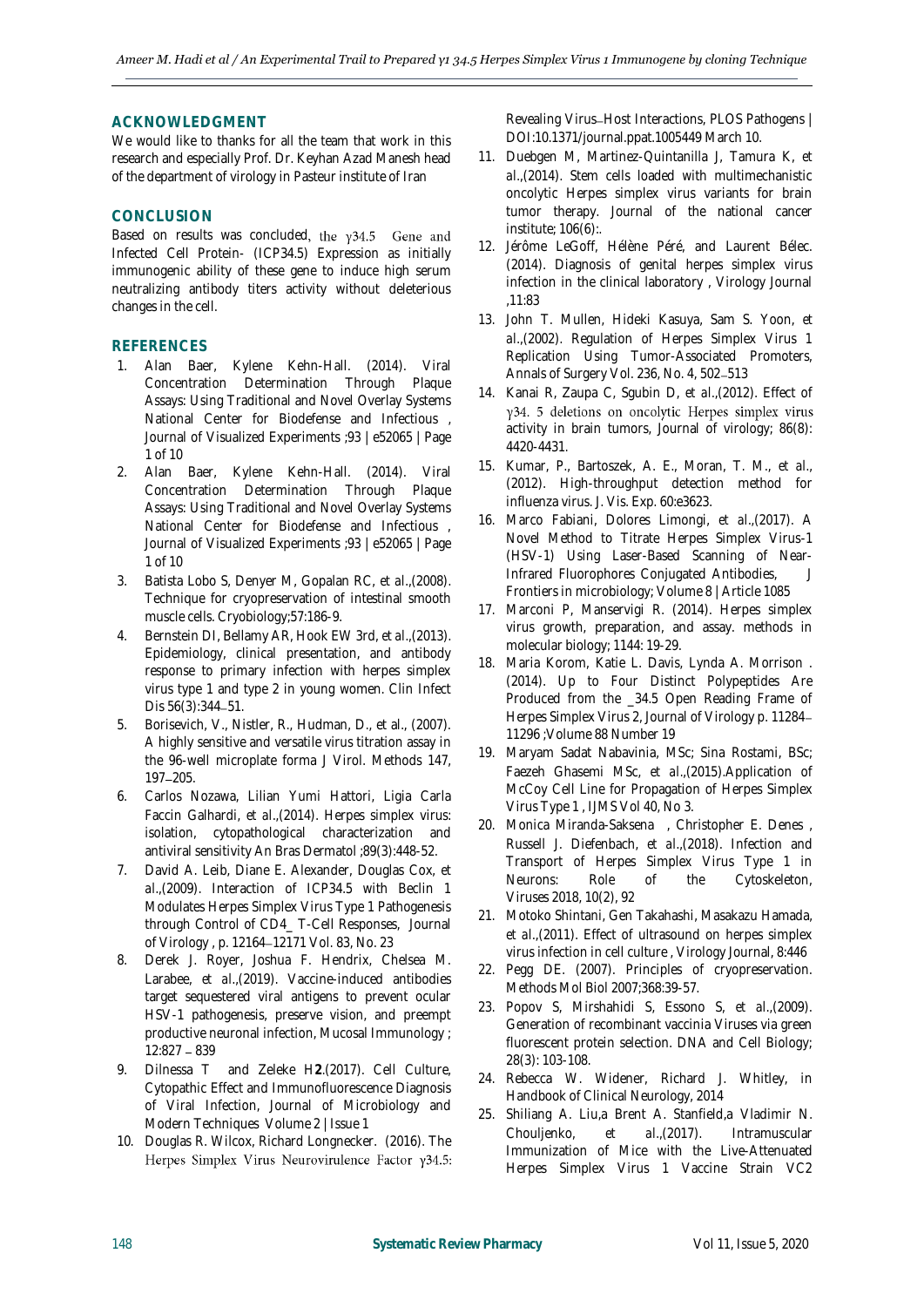## ACKNOWLEDGMENT

We would like to thanks for all the team that work in this research and especially Prof. Dr. Keyhan Azad Manesh head of the department of virology in Pasteur institute of Iran

## CONCLUSION

Based on results was concluded, the γ34.5 Gene and Infected Cell Protein- (ICP34.5) Expression as initially immunogenic ability of these gene to induce high serum neutralizing antibody titers activity without deleterious changes in the cell.

## REFERENCES

1. Alan Baer, Kylene Kehn-Hall. (2014). Viral Concentration Determination Through Plaque Assays: Using Traditional and Novel Overlay Systems National Center for Biodefense and Infectious , Journal of Visualized Experiments ;93 | e52065 | Page 1 of 10
2. Alan Baer, Kylene Kehn-Hall. (2014). Viral Concentration Determination Through Plaque Assays: Using Traditional and Novel Overlay Systems National Center for Biodefense and Infectious , Journal of Visualized Experiments ;93 | e52065 | Page 1 of 10
3. Batista Lobo S, Denyer M, Gopalan RC, *et al.*,(2008). Technique for cryopreservation of intestinal smooth muscle cells. Cryobiology;57:186-9.
4. Bernstein DI, Bellamy AR, Hook EW 3rd, *et al.*,(2013). Epidemiology, clinical presentation, and antibody response to primary infection with herpes simplex virus type 1 and type 2 in young women. Clin Infect Dis 56(3):344–51.
5. Borisevich, V., Nistler, R., Hudman, D., et al., (2007). A highly sensitive and versatile virus titration assay in the 96-well microplate forma J Virol. Methods 147, 197–205.
6. Carlos Nozawa, Lilian Yumi Hattori, Ligia Carla Faccin Galhardi, *et al.*,(2014). Herpes simplex virus: isolation, cytopathological characterization and antiviral sensitivity An Bras Dermatol ;89(3):448-52.
7. David A. Leib, Diane E. Alexander, Douglas Cox, *et al.*,(2009). Interaction of ICP34.5 with Beclin 1 Modulates Herpes Simplex Virus Type 1 Pathogenesis through Control of CD4_ T-Cell Responses, Journal of Virology , p. 12164–12171 Vol. 83, No. 23
8. Derek J. Royer, Joshua F. Hendrix, Chelsea M. Larabee, *et al.*,(2019). Vaccine-induced antibodies target sequestered viral antigens to prevent ocular HSV-1 pathogenesis, preserve vision, and preempt productive neuronal infection, Mucosal Immunology ; 12:827 – 839
9. Dilnessa T and Zeleke H**2**.(2017). Cell Culture, Cytopathic Effect and Immunofluorescence Diagnosis of Viral Infection, Journal of Microbiology and Modern Techniques Volume 2 | Issue 1
10. Douglas R. Wilcox, Richard Longnecker. (2016). The Herpes Simplex Virus Neurovirulence Factor γ34.5: Revealing Virus–Host Interactions, PLOS Pathogens | DOI:10.1371/journal.ppat.1005449 March 10.
11. Duebgen M, Martinez-Quintanilla J, Tamura K, *et al.*,(2014). Stem cells loaded with multimechanistic oncolytic Herpes simplex virus variants for brain tumor therapy. Journal of the national cancer institute; 106(6):.
12. Jérôme LeGoff, Hélène Péré, and Laurent Bélec. (2014). Diagnosis of genital herpes simplex virus infection in the clinical laboratory , Virology Journal ,11:83
13. John T. Mullen, Hideki Kasuya, Sam S. Yoon, *et al.*,(2002). Regulation of Herpes Simplex Virus 1 Replication Using Tumor-Associated Promoters, Annals of Surgery Vol. 236, No. 4, 502–513
14. Kanai R, Zaupa C, Sgubin D, *et al.*,(2012). Effect of γ34. 5 deletions on oncolytic Herpes simplex virus activity in brain tumors, Journal of virology; 86(8): 4420-4431.
15. Kumar, P., Bartoszek, A. E., Moran, T. M., *et al.*, (2012). High-throughput detection method for influenza virus. J. Vis. Exp. 60:e3623.
16. Marco Fabiani, Dolores Limongi, *et al.*,(2017). A Novel Method to Titrate Herpes Simplex Virus-1 (HSV-1) Using Laser-Based Scanning of Near-Infrared Fluorophores Conjugated Antibodies, J Frontiers in microbiology; Volume 8 | Article 1085
17. Marconi P, Manservigi R. (2014). Herpes simplex virus growth, preparation, and assay. methods in molecular biology; 1144: 19-29.
18. Maria Korom, Katie L. Davis, Lynda A. Morrison . (2014). Up to Four Distinct Polypeptides Are Produced from the _34.5 Open Reading Frame of Herpes Simplex Virus 2, Journal of Virology p. 11284–11296 ;Volume 88 Number 19
19. Maryam Sadat Nabavinia, MSc; Sina Rostami, BSc; Faezeh Ghasemi MSc, *et al.*,(2015).Application of McCoy Cell Line for Propagation of Herpes Simplex Virus Type 1 , IJMS Vol 40, No 3.
20. Monica Miranda-Saksena , Christopher E. Denes , Russell J. Diefenbach, *et al.*,(2018). Infection and Transport of Herpes Simplex Virus Type 1 in Neurons: Role of the Cytoskeleton, Viruses 2018, 10(2), 92
21. Motoko Shintani, Gen Takahashi, Masakazu Hamada, *et al.*,(2011). Effect of ultrasound on herpes simplex virus infection in cell culture , Virology Journal, 8:446
22. Pegg DE. (2007). Principles of cryopreservation. Methods Mol Biol 2007;368:39-57.
23. Popov S, Mirshahidi S, Essono S, *et al.*,(2009). Generation of recombinant vaccinia Viruses via green fluorescent protein selection. DNA and Cell Biology; 28(3): 103-108.
24. Rebecca W. Widener, Richard J. Whitley, in Handbook of Clinical Neurology, 2014
25. Shiliang A. Liu,a Brent A. Stanfield,a Vladimir N. Chouljenko, *et al.*,(2017). Intramuscular Immunization of Mice with the Live-Attenuated Herpes Simplex Virus 1 Vaccine Strain VC2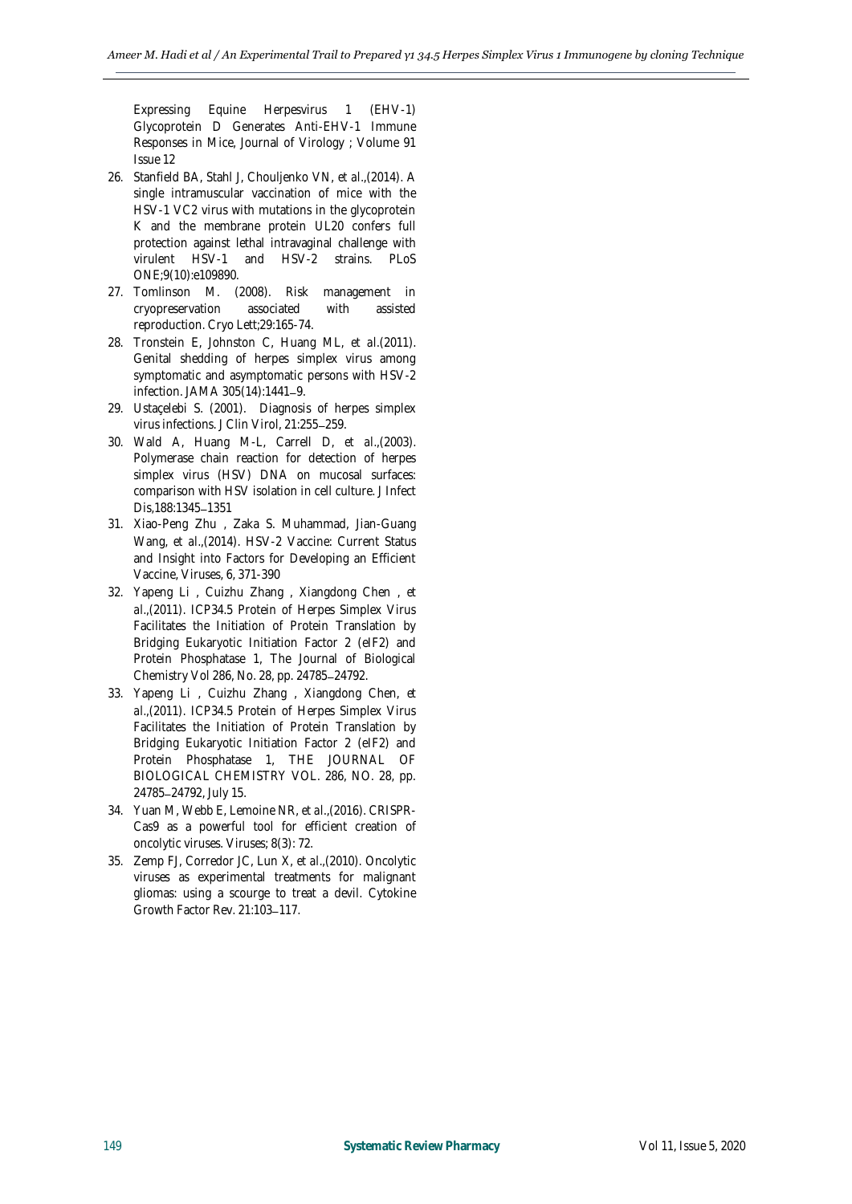Expressing Equine Herpesvirus 1 (EHV-1) Glycoprotein D Generates Anti-EHV-1 Immune Responses in Mice, Journal of Virology ; Volume 91 Issue 12

26. Stanfield BA, Stahl J, Chouljenko VN, *et al*.,(2014). A single intramuscular vaccination of mice with the HSV-1 VC2 virus with mutations in the glycoprotein K and the membrane protein UL20 confers full protection against lethal intravaginal challenge with virulent HSV-1 and HSV-2 strains. PLoS ONE;9(10):e109890.
27. Tomlinson M. (2008). Risk management in cryopreservation associated with assisted reproduction. Cryo Lett;29:165-74.
28. Tronstein E, Johnston C, Huang ML, *et al*.(2011). Genital shedding of herpes simplex virus among symptomatic and asymptomatic persons with HSV-2 infection. JAMA 305(14):1441–9.
29. Ustaçelebi S. (2001). Diagnosis of herpes simplex virus infections. J Clin Virol, 21:255–259.
30. Wald A, Huang M-L, Carrell D, *et al*.,(2003). Polymerase chain reaction for detection of herpes simplex virus (HSV) DNA on mucosal surfaces: comparison with HSV isolation in cell culture. J Infect Dis,188:1345–1351
31. Xiao-Peng Zhu , Zaka S. Muhammad, Jian-Guang Wang, *et al*.,(2014). HSV-2 Vaccine: Current Status and Insight into Factors for Developing an Efficient Vaccine, Viruses, 6, 371-390
32. Yapeng Li , Cuizhu Zhang , Xiangdong Chen , *et al*.,(2011). ICP34.5 Protein of Herpes Simplex Virus Facilitates the Initiation of Protein Translation by Bridging Eukaryotic Initiation Factor 2 (eIF2) and Protein Phosphatase 1, The Journal of Biological Chemistry Vol 286, No. 28, pp. 24785–24792.
33. Yapeng Li , Cuizhu Zhang , Xiangdong Chen, *et al*.,(2011). ICP34.5 Protein of Herpes Simplex Virus Facilitates the Initiation of Protein Translation by Bridging Eukaryotic Initiation Factor 2 (eIF2) and Protein Phosphatase 1, THE JOURNAL OF BIOLOGICAL CHEMISTRY VOL. 286, NO. 28, pp. 24785–24792, July 15.
34. Yuan M, Webb E, Lemoine NR, *et al*.,(2016). CRISPR-Cas9 as a powerful tool for efficient creation of oncolytic viruses. Viruses; 8(3): 72.
35. Zemp FJ, Corredor JC, Lun X, *et al*.,(2010). Oncolytic viruses as experimental treatments for malignant gliomas: using a scourge to treat a devil. Cytokine Growth Factor Rev. 21:103–117.